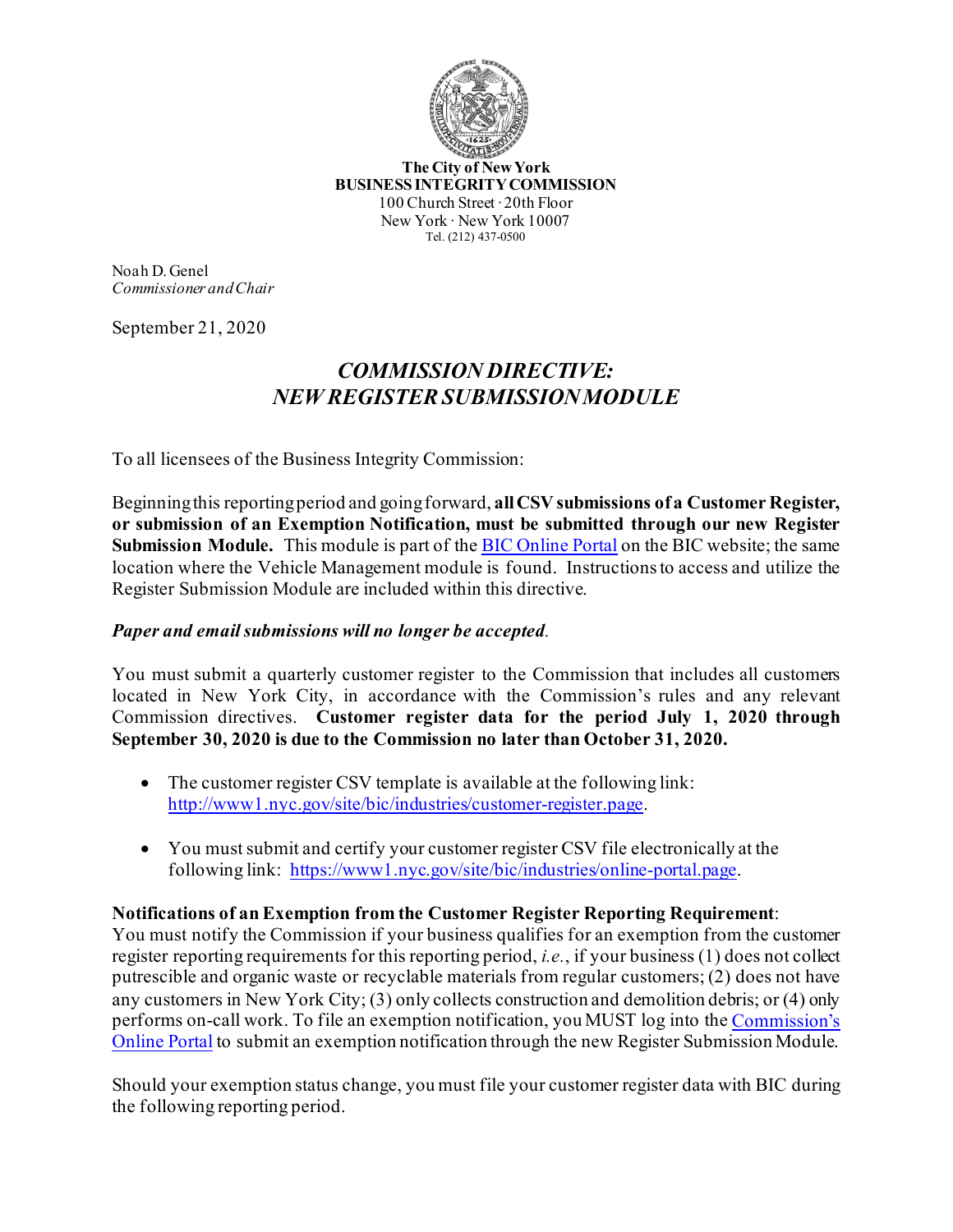**The City of New York**
**BUSINESS INTEGRITY COMMISSION**
100 Church Street · 20th Floor
New York · New York 10007
Tel. (212) 437-0500

Noah D. Genel
*Commissioner and Chair*

September 21, 2020

# *COMMISSION DIRECTIVE: NEW REGISTER SUBMISSION MODULE*

To all licensees of the Business Integrity Commission:

Beginning this reporting period and going forward, **all CSV submissions of a Customer Register, or submission of an Exemption Notification, must be submitted through our new Register Submission Module.** This module is part of the [BIC Online Portal](https://www1.nyc.gov/site/bic/industries/online-portal.page) on the BIC website; the same location where the Vehicle Management module is found. Instructions to access and utilize the Register Submission Module are included within this directive.

***Paper and email submissions will no longer be accepted*.**

You must submit a quarterly customer register to the Commission that includes all customers located in New York City, in accordance with the Commission's rules and any relevant Commission directives. **Customer register data for the period July 1, 2020 through September 30, 2020 is due to the Commission no later than October 31, 2020.**

- The customer register CSV template is available at the following link: [http://www1.nyc.gov/site/bic/industries/customer-register.page](http://www1.nyc.gov/site/bic/industries/customer-register.page).
- You must submit and certify your customer register CSV file electronically at the following link: [https://www1.nyc.gov/site/bic/industries/online-portal.page](https://www1.nyc.gov/site/bic/industries/online-portal.page).

**Notifications of an Exemption from the Customer Register Reporting Requirement**:
You must notify the Commission if your business qualifies for an exemption from the customer register reporting requirements for this reporting period, *i.e.*, if your business (1) does not collect putrescible and organic waste or recyclable materials from regular customers; (2) does not have any customers in New York City; (3) only collects construction and demolition debris; or (4) only performs on-call work. To file an exemption notification, you MUST log into the [Commission's Online Portal](https://www1.nyc.gov/site/bic/industries/online-portal.page) to submit an exemption notification through the new Register Submission Module.

Should your exemption status change, you must file your customer register data with BIC during the following reporting period.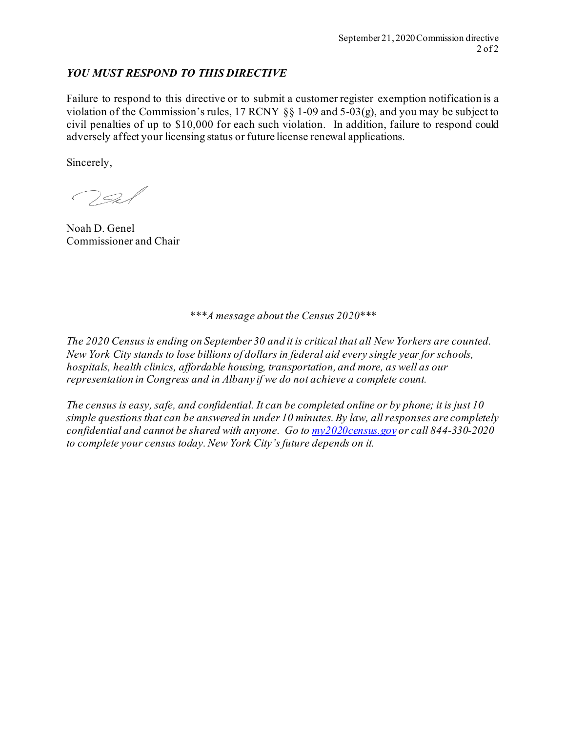***YOU MUST RESPOND TO THIS DIRECTIVE***

Failure to respond to this directive or to submit a customer register exemption notification is a violation of the Commission's rules, 17 RCNY §§ 1-09 and 5-03(g), and you may be subject to civil penalties of up to $10,000 for each such violation. In addition, failure to respond could adversely affect your licensing status or future license renewal applications.

Sincerely,

Noah D. Genel
Commissioner and Chair

*\*\*\*A message about the Census 2020\*\*\**

*The 2020 Census is ending on September 30 and it is critical that all New Yorkers are counted. New York City stands to lose billions of dollars in federal aid every single year for schools, hospitals, health clinics, affordable housing, transportation, and more, as well as our representation in Congress and in Albany if we do not achieve a complete count.*

*The census is easy, safe, and confidential. It can be completed online or by phone; it is just 10 simple questions that can be answered in under 10 minutes. By law, all responses are completely confidential and cannot be shared with anyone. Go to [my2020census.gov](https://my2020census.gov) or call 844-330-2020 to complete your census today. New York City's future depends on it.*